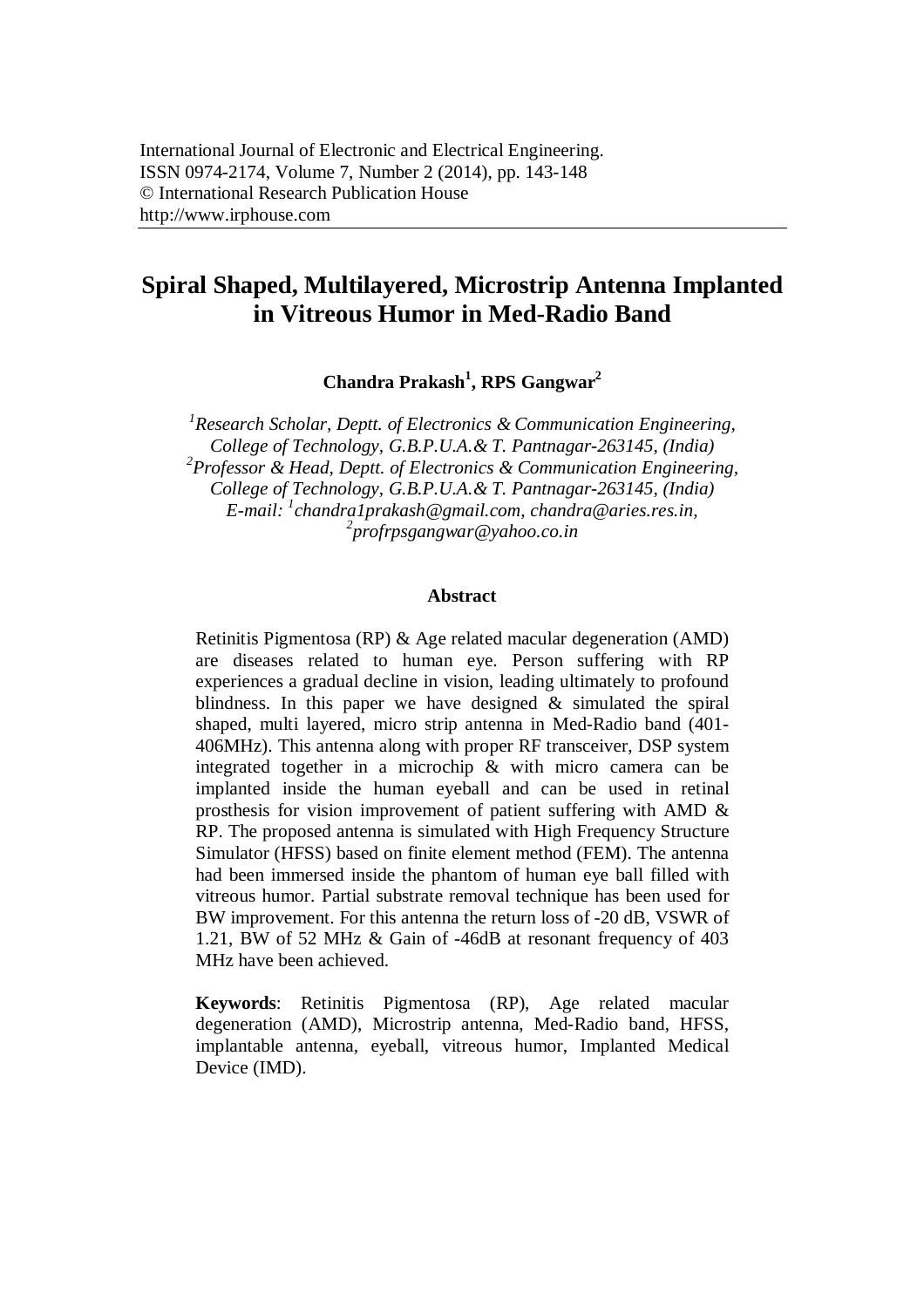International Journal of Electronic and Electrical Engineering.
ISSN 0974-2174, Volume 7, Number 2 (2014), pp. 143-148
© International Research Publication House
http://www.irphouse.com

# Spiral Shaped, Multilayered, Microstrip Antenna Implanted in Vitreous Humor in Med-Radio Band

**Chandra Prakash[1], RPS Gangwar[2]**

*[1]Research Scholar, Deptt. of Electronics & Communication Engineering, College of Technology, G.B.P.U.A.& T. Pantnagar-263145, (India)*
*[2]Professor & Head, Deptt. of Electronics & Communication Engineering, College of Technology, G.B.P.U.A.& T. Pantnagar-263145, (India)*
*E-mail: [1]chandra1prakash@gmail.com, chandra@aries.res.in, [2]profrpsgangwar@yahoo.co.in*

## Abstract

Retinitis Pigmentosa (RP) & Age related macular degeneration (AMD) are diseases related to human eye. Person suffering with RP experiences a gradual decline in vision, leading ultimately to profound blindness. In this paper we have designed & simulated the spiral shaped, multi layered, micro strip antenna in Med-Radio band (401-406MHz). This antenna along with proper RF transceiver, DSP system integrated together in a microchip & with micro camera can be implanted inside the human eyeball and can be used in retinal prosthesis for vision improvement of patient suffering with AMD & RP. The proposed antenna is simulated with High Frequency Structure Simulator (HFSS) based on finite element method (FEM). The antenna had been immersed inside the phantom of human eye ball filled with vitreous humor. Partial substrate removal technique has been used for BW improvement. For this antenna the return loss of -20 dB, VSWR of 1.21, BW of 52 MHz & Gain of -46dB at resonant frequency of 403 MHz have been achieved.

**Keywords**: Retinitis Pigmentosa (RP), Age related macular degeneration (AMD), Microstrip antenna, Med-Radio band, HFSS, implantable antenna, eyeball, vitreous humor, Implanted Medical Device (IMD).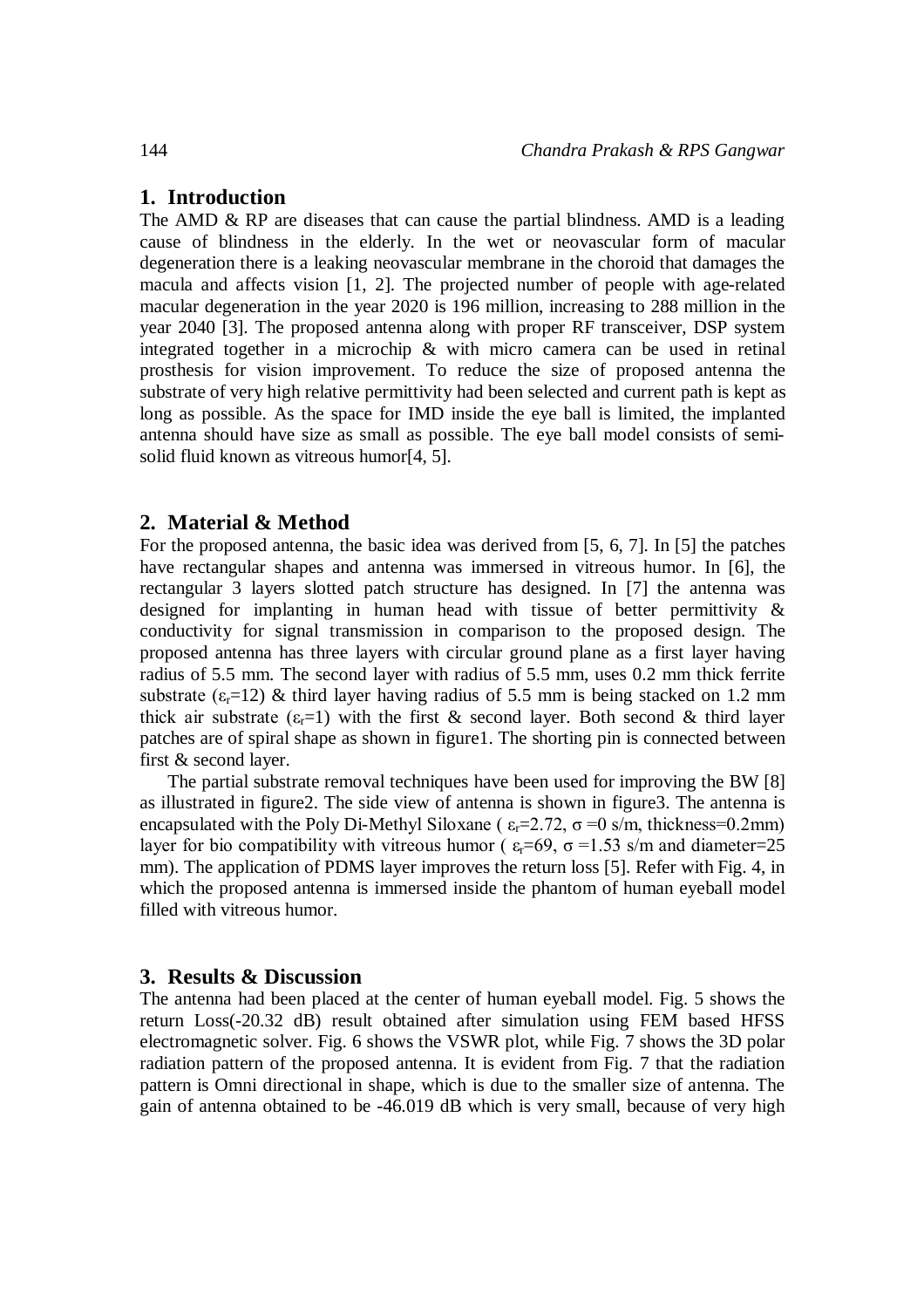## 1. Introduction

The AMD & RP are diseases that can cause the partial blindness. AMD is a leading cause of blindness in the elderly. In the wet or neovascular form of macular degeneration there is a leaking neovascular membrane in the choroid that damages the macula and affects vision [1, 2]. The projected number of people with age-related macular degeneration in the year 2020 is 196 million, increasing to 288 million in the year 2040 [3]. The proposed antenna along with proper RF transceiver, DSP system integrated together in a microchip & with micro camera can be used in retinal prosthesis for vision improvement. To reduce the size of proposed antenna the substrate of very high relative permittivity had been selected and current path is kept as long as possible. As the space for IMD inside the eye ball is limited, the implanted antenna should have size as small as possible. The eye ball model consists of semi-solid fluid known as vitreous humor[4, 5].

## 2. Material & Method

For the proposed antenna, the basic idea was derived from [5, 6, 7]. In [5] the patches have rectangular shapes and antenna was immersed in vitreous humor. In [6], the rectangular 3 layers slotted patch structure has designed. In [7] the antenna was designed for implanting in human head with tissue of better permittivity & conductivity for signal transmission in comparison to the proposed design. The proposed antenna has three layers with circular ground plane as a first layer having radius of 5.5 mm. The second layer with radius of 5.5 mm, uses 0.2 mm thick ferrite substrate ($\varepsilon_r$=12) & third layer having radius of 5.5 mm is being stacked on 1.2 mm thick air substrate ($\varepsilon_r$=1) with the first & second layer. Both second & third layer patches are of spiral shape as shown in figure1. The shorting pin is connected between first & second layer.

The partial substrate removal techniques have been used for improving the BW [8] as illustrated in figure2. The side view of antenna is shown in figure3. The antenna is encapsulated with the Poly Di-Methyl Siloxane ( $\varepsilon_r$=2.72, $\sigma$ =0 s/m, thickness=0.2mm) layer for bio compatibility with vitreous humor ( $\varepsilon_r$=69, $\sigma$ =1.53 s/m and diameter=25 mm). The application of PDMS layer improves the return loss [5]. Refer with Fig. 4, in which the proposed antenna is immersed inside the phantom of human eyeball model filled with vitreous humor.

## 3. Results & Discussion

The antenna had been placed at the center of human eyeball model. Fig. 5 shows the return Loss(-20.32 dB) result obtained after simulation using FEM based HFSS electromagnetic solver. Fig. 6 shows the VSWR plot, while Fig. 7 shows the 3D polar radiation pattern of the proposed antenna. It is evident from Fig. 7 that the radiation pattern is Omni directional in shape, which is due to the smaller size of antenna. The gain of antenna obtained to be -46.019 dB which is very small, because of very high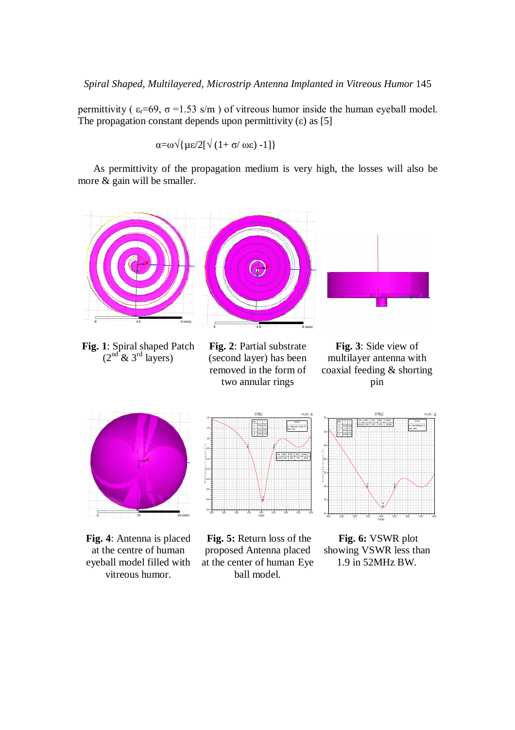permittivity ( $\varepsilon_r$=69, σ =1.53 s/m ) of vitreous humor inside the human eyeball model. The propagation constant depends upon permittivity (ε) as [5]

$$\alpha=\omega\sqrt{\{\mu\varepsilon/2[\sqrt{(1+\sigma/\omega\varepsilon)}-1]\}}$$

As permittivity of the propagation medium is very high, the losses will also be more & gain will be smaller.

**Fig. 1**: Spiral shaped Patch ($2^{nd}$ & $3^{rd}$ layers)

**Fig. 2**: Partial substrate (second layer) has been removed in the form of two annular rings

**Fig. 3**: Side view of multilayer antenna with coaxial feeding & shorting pin

**Fig. 4**: Antenna is placed at the centre of human eyeball model filled with vitreous humor.

**Fig. 5:** Return loss of the proposed Antenna placed at the center of human Eye ball model.

**Fig. 6:** VSWR plot showing VSWR less than 1.9 in 52MHz BW.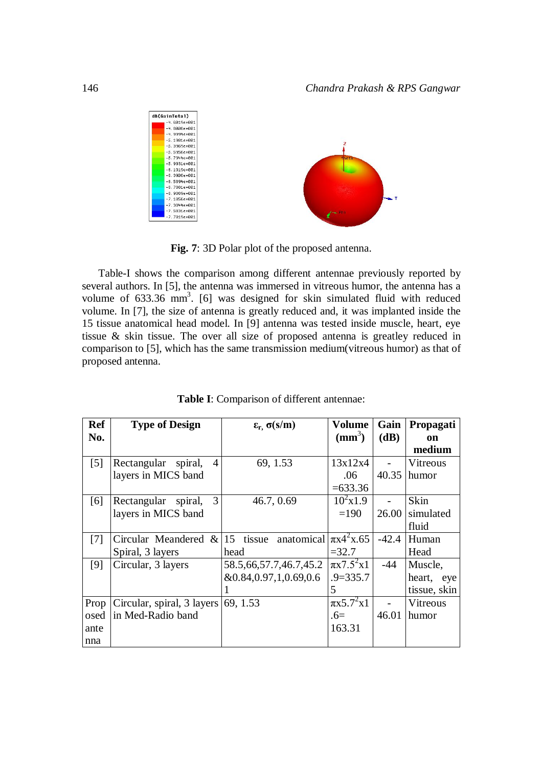**Fig. 7**: 3D Polar plot of the proposed antenna.

Table-I shows the comparison among different antennae previously reported by several authors. In [5], the antenna was immersed in vitreous humor, the antenna has a volume of 633.36 $mm^3$. [6] was designed for skin simulated fluid with reduced volume. In [7], the size of antenna is greatly reduced and, it was implanted inside the 15 tissue anatomical head model. In [9] antenna was tested inside muscle, heart, eye tissue & skin tissue. The over all size of proposed antenna is greatley reduced in comparison to [5], which has the same transmission medium(vitreous humor) as that of proposed antenna.

**Table I**: Comparison of different antennae:

| Ref No. | Type of Design | $\varepsilon_r$, $\sigma$(s/m) | Volume ($mm^3$) | Gain (dB) | Propagation medium |
|---|---|---|---|---|---|
| [5] | Rectangular spiral, 4 layers in MICS band | 69, 1.53 | 13x12x4.06 =633.36 | -40.35 | Vitreous humor |
| [6] | Rectangular spiral, 3 layers in MICS band | 46.7, 0.69 | $10^2$x1.9 =190 | -26.00 | Skin simulated fluid |
| [7] | Circular Meandered & Spiral, 3 layers | 15 tissue anatomical head | $\pi$x$4^2$x.65 =32.7 | -42.4 | Human Head |
| [9] | Circular, 3 layers | 58.5,66,57.7,46.7,45.2 &0.84,0.97,1,0.69,0.61 | $\pi$x$7.5^2$x1.9=335.75 | -44 | Muscle, heart, eye tissue, skin |
| Proposed antenna | Circular, spiral, 3 layers in Med-Radio band | 69, 1.53 | $\pi$x$5.7^2$x1.6= 163.31 | -46.01 | Vitreous humor |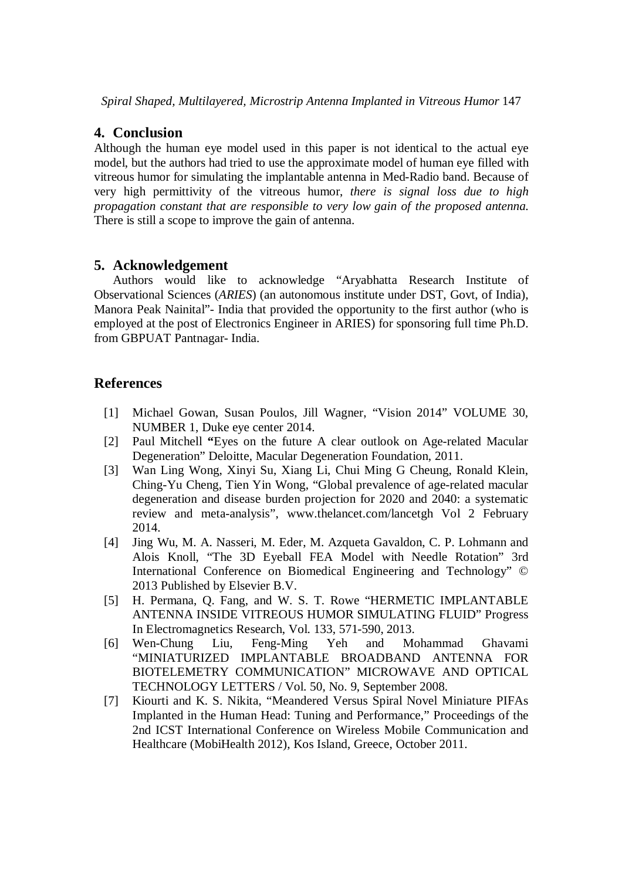## 4. Conclusion

Although the human eye model used in this paper is not identical to the actual eye model, but the authors had tried to use the approximate model of human eye filled with vitreous humor for simulating the implantable antenna in Med-Radio band. Because of very high permittivity of the vitreous humor, *there is signal loss due to high propagation constant that are responsible to very low gain of the proposed antenna.* There is still a scope to improve the gain of antenna.

## 5. Acknowledgement

Authors would like to acknowledge "Aryabhatta Research Institute of Observational Sciences (*ARIES*) (an autonomous institute under DST, Govt, of India), Manora Peak Nainital"- India that provided the opportunity to the first author (who is employed at the post of Electronics Engineer in ARIES) for sponsoring full time Ph.D. from GBPUAT Pantnagar- India.

## References

[1] Michael Gowan, Susan Poulos, Jill Wagner, "Vision 2014" VOLUME 30, NUMBER 1, Duke eye center 2014.

[2] Paul Mitchell **"**Eyes on the future A clear outlook on Age-related Macular Degeneration" Deloitte, Macular Degeneration Foundation, 2011.

[3] Wan Ling Wong, Xinyi Su, Xiang Li, Chui Ming G Cheung, Ronald Klein, Ching-Yu Cheng, Tien Yin Wong, "Global prevalence of age-related macular degeneration and disease burden projection for 2020 and 2040: a systematic review and meta-analysis", www.thelancet.com/lancetgh Vol 2 February 2014.

[4] Jing Wu, M. A. Nasseri, M. Eder, M. Azqueta Gavaldon, C. P. Lohmann and Alois Knoll, "The 3D Eyeball FEA Model with Needle Rotation" 3rd International Conference on Biomedical Engineering and Technology" © 2013 Published by Elsevier B.V.

[5] H. Permana, Q. Fang, and W. S. T. Rowe "HERMETIC IMPLANTABLE ANTENNA INSIDE VITREOUS HUMOR SIMULATING FLUID" Progress In Electromagnetics Research, Vol. 133, 571-590, 2013.

[6] Wen-Chung Liu, Feng-Ming Yeh and Mohammad Ghavami "MINIATURIZED IMPLANTABLE BROADBAND ANTENNA FOR BIOTELEMETRY COMMUNICATION" MICROWAVE AND OPTICAL TECHNOLOGY LETTERS / Vol. 50, No. 9, September 2008.

[7] Kiourti and K. S. Nikita, "Meandered Versus Spiral Novel Miniature PIFAs Implanted in the Human Head: Tuning and Performance," Proceedings of the 2nd ICST International Conference on Wireless Mobile Communication and Healthcare (MobiHealth 2012), Kos Island, Greece, October 2011.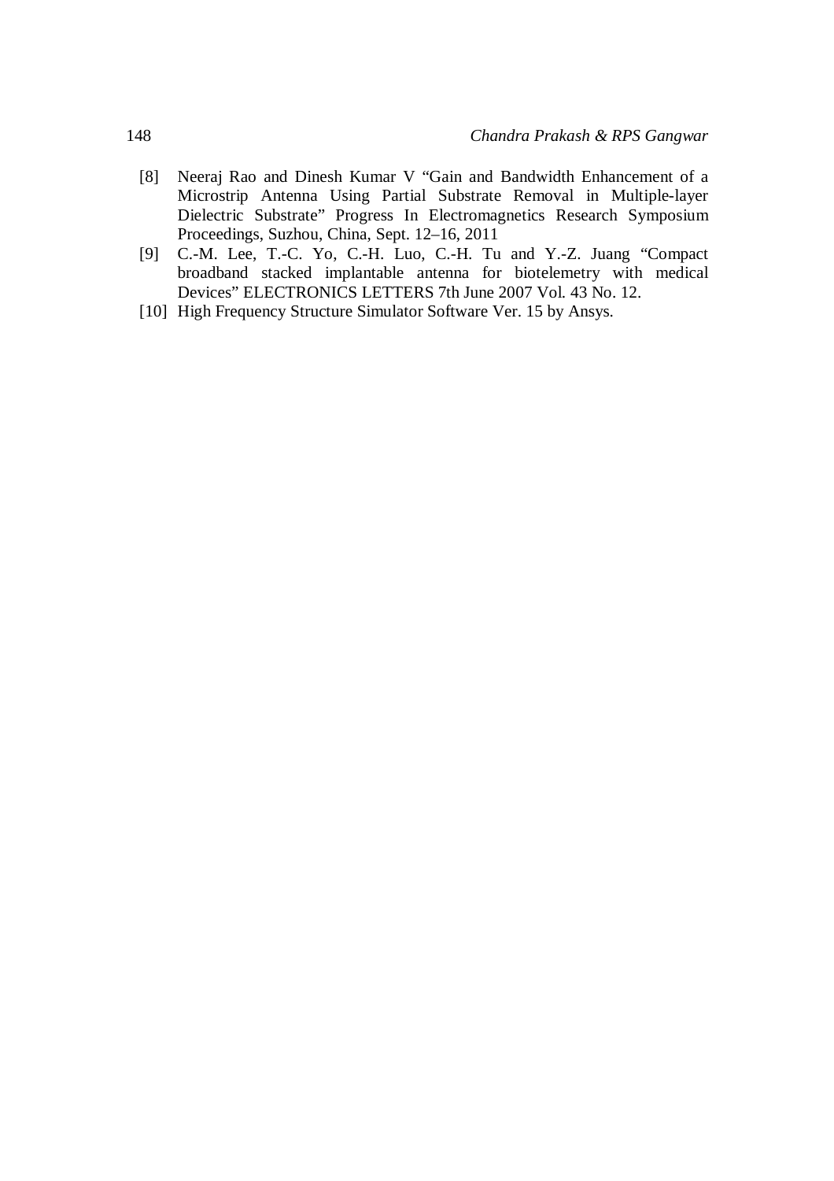[8] Neeraj Rao and Dinesh Kumar V "Gain and Bandwidth Enhancement of a Microstrip Antenna Using Partial Substrate Removal in Multiple-layer Dielectric Substrate" Progress In Electromagnetics Research Symposium Proceedings, Suzhou, China, Sept. 12–16, 2011

[9] C.-M. Lee, T.-C. Yo, C.-H. Luo, C.-H. Tu and Y.-Z. Juang "Compact broadband stacked implantable antenna for biotelemetry with medical Devices" ELECTRONICS LETTERS 7th June 2007 Vol. 43 No. 12.

[10] High Frequency Structure Simulator Software Ver. 15 by Ansys.